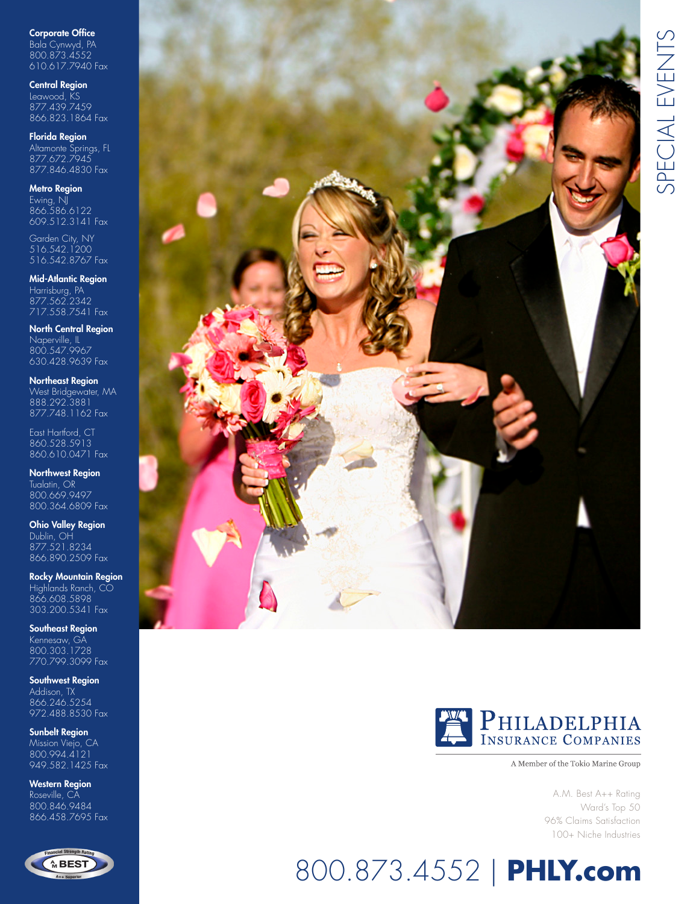# SPECIAL EVENTS

**Corporate Office**
Bala Cynwyd, PA
800.873.4552
610.617.7940 Fax

**Central Region**
Leawood, KS
877.439.7459
866.823.1864 Fax

**Florida Region**
Altamonte Springs, FL
877.672.7945
877.846.4830 Fax

**Metro Region**
Ewing, NJ
866.586.6122
609.512.3141 Fax

Garden City, NY
516.542.1200
516.542.8767 Fax

**Mid-Atlantic Region**
Harrisburg, PA
877.562.2342
717.558.7541 Fax

**North Central Region**
Naperville, IL
800.547.9967
630.428.9639 Fax

**Northeast Region**
West Bridgewater, MA
888.292.3881
877.748.1162 Fax

East Hartford, CT
860.528.5913
860.610.0471 Fax

**Northwest Region**
Tualatin, OR
800.669.9497
800.364.6809 Fax

**Ohio Valley Region**
Dublin, OH
877.521.8234
866.890.2509 Fax

**Rocky Mountain Region**
Highlands Ranch, CO
866.608.5898
303.200.5341 Fax

**Southeast Region**
Kennesaw, GA
800.303.1728
770.799.3099 Fax

**Southwest Region**
Addison, TX
866.246.5254
972.488.8530 Fax

**Sunbelt Region**
Mission Viejo, CA
800.994.4121
949.582.1425 Fax

**Western Region**
Roseville, CA
800.846.9484
866.458.7695 Fax

Financial Strength Rating A.M. BEST A++ Superior

PHILADELPHIA INSURANCE COMPANIES

A Member of the Tokio Marine Group

A.M. Best A++ Rating
Ward's Top 50
96% Claims Satisfaction
100+ Niche Industries

800.873.4552 | **PHLY.com**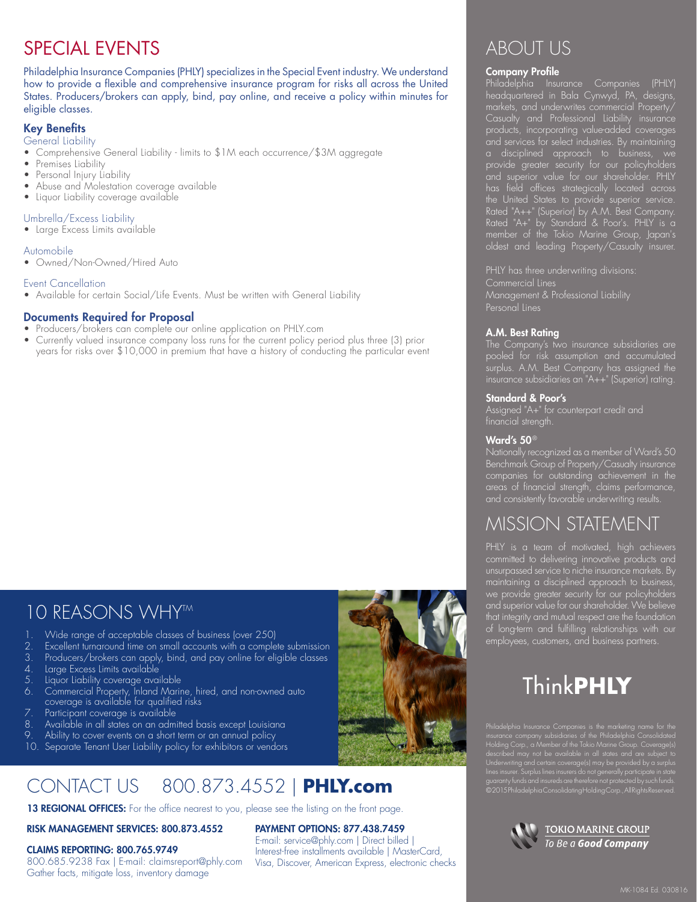# SPECIAL EVENTS

Philadelphia Insurance Companies (PHLY) specializes in the Special Event industry. We understand how to provide a flexible and comprehensive insurance program for risks all across the United States. Producers/brokers can apply, bind, pay online, and receive a policy within minutes for eligible classes.

## Key Benefits

General Liability

- Comprehensive General Liability - limits to $1M each occurrence/$3M aggregate
- Premises Liability
- Personal Injury Liability
- Abuse and Molestation coverage available
- Liquor Liability coverage available

Umbrella/Excess Liability

- Large Excess Limits available

Automobile

- Owned/Non-Owned/Hired Auto

Event Cancellation

- Available for certain Social/Life Events. Must be written with General Liability

## Documents Required for Proposal

- Producers/brokers can complete our online application on PHLY.com
- Currently valued insurance company loss runs for the current policy period plus three (3) prior years for risks over $10,000 in premium that have a history of conducting the particular event

# 10 REASONS WHY™

1. Wide range of acceptable classes of business (over 250)
2. Excellent turnaround time on small accounts with a complete submission
3. Producers/brokers can apply, bind, and pay online for eligible classes
4. Large Excess Limits available
5. Liquor Liability coverage available
6. Commercial Property, Inland Marine, hired, and non-owned auto coverage is available for qualified risks
7. Participant coverage is available
8. Available in all states on an admitted basis except Louisiana
9. Ability to cover events on a short term or an annual policy
10. Separate Tenant User Liability policy for exhibitors or vendors

# CONTACT US 800.873.4552 | PHLY.com

**13 REGIONAL OFFICES:** For the office nearest to you, please see the listing on the front page.

**RISK MANAGEMENT SERVICES: 800.873.4552**

**CLAIMS REPORTING: 800.765.9749**
800.685.9238 Fax | E-mail: claimsreport@phly.com
Gather facts, mitigate loss, inventory damage

**PAYMENT OPTIONS: 877.438.7459**
E-mail: service@phly.com | Direct billed | Interest-free installments available | MasterCard, Visa, Discover, American Express, electronic checks

# ABOUT US

## Company Profile

Philadelphia Insurance Companies (PHLY) headquartered in Bala Cynwyd, PA, designs, markets, and underwrites commercial Property/Casualty and Professional Liability insurance products, incorporating value-added coverages and services for select industries. By maintaining a disciplined approach to business, we provide greater security for our policyholders and superior value for our shareholder. PHLY has field offices strategically located across the United States to provide superior service. Rated "A++" (Superior) by A.M. Best Company. Rated "A+" by Standard & Poor's. PHLY is a member of the Tokio Marine Group, Japan's oldest and leading Property/Casualty insurer.

PHLY has three underwriting divisions:
Commercial Lines
Management & Professional Liability
Personal Lines

## A.M. Best Rating

The Company's two insurance subsidiaries are pooled for risk assumption and accumulated surplus. A.M. Best Company has assigned the insurance subsidiaries an "A++" (Superior) rating.

## Standard & Poor's

Assigned "A+" for counterpart credit and financial strength.

## Ward's 50®

Nationally recognized as a member of Ward's 50 Benchmark Group of Property/Casualty insurance companies for outstanding achievement in the areas of financial strength, claims performance, and consistently favorable underwriting results.

# MISSION STATEMENT

PHLY is a team of motivated, high achievers committed to delivering innovative products and unsurpassed service to niche insurance markets. By maintaining a disciplined approach to business, we provide greater security for our policyholders and superior value for our shareholder. We believe that integrity and mutual respect are the foundation of long-term and fulfilling relationships with our employees, customers, and business partners.

Think**PHLY**

Philadelphia Insurance Companies is the marketing name for the insurance company subsidiaries of the Philadelphia Consolidated Holding Corp., a Member of the Tokio Marine Group. Coverage(s) described may not be available in all states and are subject to Underwriting and certain coverage(s) may be provided by a surplus lines insurer. Surplus lines insurers do not generally participate in state guaranty funds and insureds are therefore not protected by such funds. ©2015 Philadelphia Consolidating Holding Corp., All Rights Reserved.

TOKIO MARINE GROUP
*To Be a* ***Good Company***

MK-1084 Ed. 030816